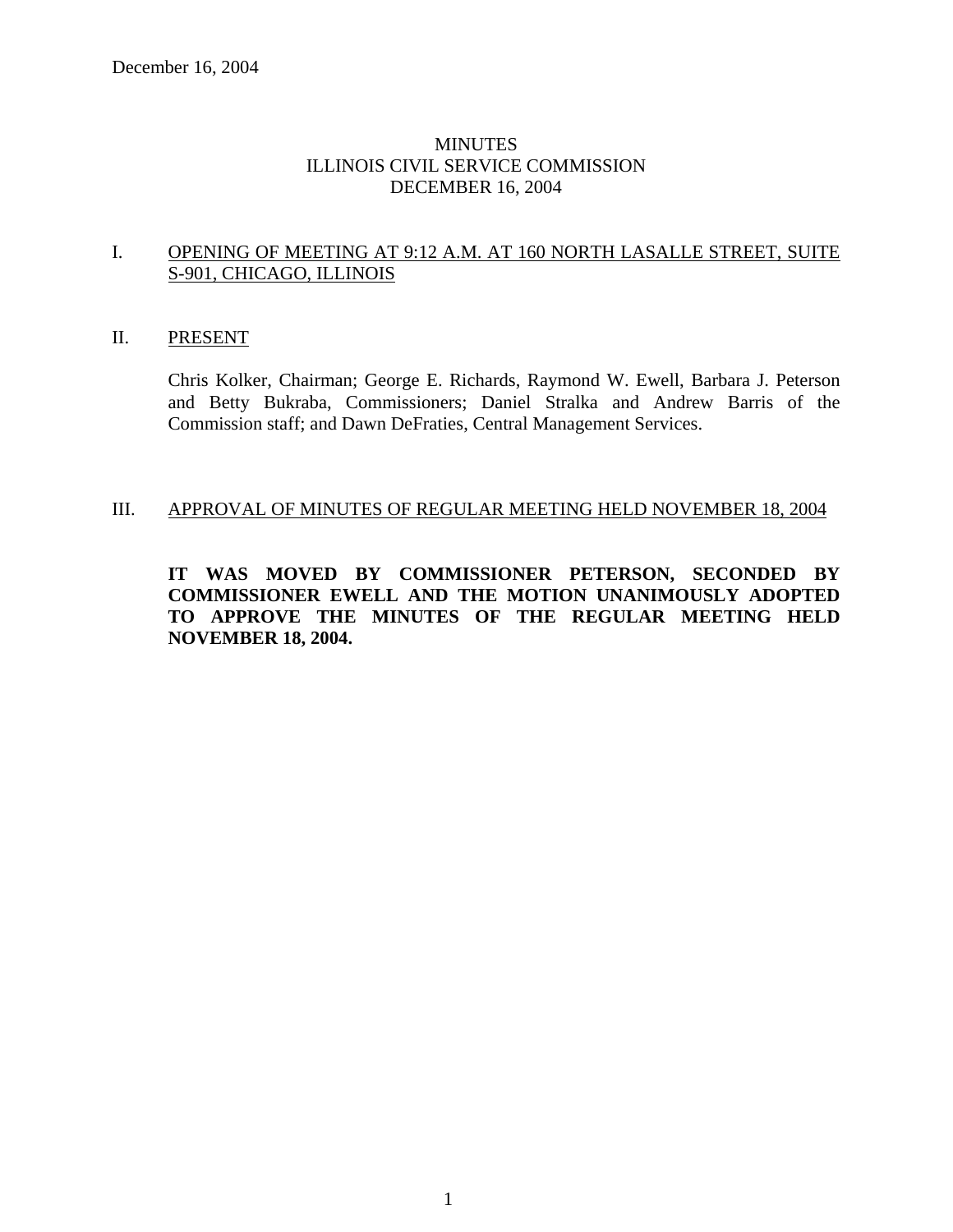December 16, 2004

# MINUTES
# ILLINOIS CIVIL SERVICE COMMISSION
# DECEMBER 16, 2004

## I. OPENING OF MEETING AT 9:12 A.M. AT 160 NORTH LASALLE STREET, SUITE S-901, CHICAGO, ILLINOIS

## II. PRESENT

Chris Kolker, Chairman; George E. Richards, Raymond W. Ewell, Barbara J. Peterson and Betty Bukraba, Commissioners; Daniel Stralka and Andrew Barris of the Commission staff; and Dawn DeFraties, Central Management Services.

## III. APPROVAL OF MINUTES OF REGULAR MEETING HELD NOVEMBER 18, 2004

**IT WAS MOVED BY COMMISSIONER PETERSON, SECONDED BY COMMISSIONER EWELL AND THE MOTION UNANIMOUSLY ADOPTED TO APPROVE THE MINUTES OF THE REGULAR MEETING HELD NOVEMBER 18, 2004.**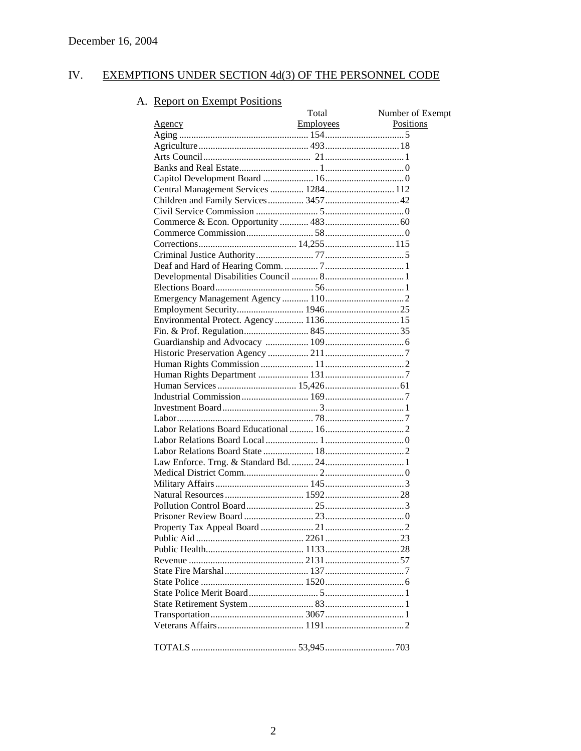December 16, 2004

## IV. EXEMPTIONS UNDER SECTION 4d(3) OF THE PERSONNEL CODE

### A. Report on Exempt Positions

| Agency | Total Employees | Number of Exempt Positions |
|---|---|---|
| Aging | 154 | 5 |
| Agriculture | 493 | 18 |
| Arts Council | 21 | 1 |
| Banks and Real Estate | 1 | 0 |
| Capitol Development Board | 16 | 0 |
| Central Management Services | 1284 | 112 |
| Children and Family Services | 3457 | 42 |
| Civil Service Commission | 5 | 0 |
| Commerce & Econ. Opportunity | 483 | 60 |
| Commerce Commission | 58 | 0 |
| Corrections | 14,255 | 115 |
| Criminal Justice Authority | 77 | 5 |
| Deaf and Hard of Hearing Comm. | 7 | 1 |
| Developmental Disabilities Council | 8 | 1 |
| Elections Board | 56 | 1 |
| Emergency Management Agency | 110 | 2 |
| Employment Security | 1946 | 25 |
| Environmental Protect. Agency | 1136 | 15 |
| Fin. & Prof. Regulation | 845 | 35 |
| Guardianship and Advocacy | 109 | 6 |
| Historic Preservation Agency | 211 | 7 |
| Human Rights Commission | 11 | 2 |
| Human Rights Department | 131 | 7 |
| Human Services | 15,426 | 61 |
| Industrial Commission | 169 | 7 |
| Investment Board | 3 | 1 |
| Labor | 78 | 7 |
| Labor Relations Board Educational | 16 | 2 |
| Labor Relations Board Local | 1 | 0 |
| Labor Relations Board State | 18 | 2 |
| Law Enforce. Trng. & Standard Bd. | 24 | 1 |
| Medical District Comm. | 2 | 0 |
| Military Affairs | 145 | 3 |
| Natural Resources | 1592 | 28 |
| Pollution Control Board | 25 | 3 |
| Prisoner Review Board | 23 | 0 |
| Property Tax Appeal Board | 21 | 2 |
| Public Aid | 2261 | 23 |
| Public Health | 1133 | 28 |
| Revenue | 2131 | 57 |
| State Fire Marshal | 137 | 7 |
| State Police | 1520 | 6 |
| State Police Merit Board | 5 | 1 |
| State Retirement System | 83 | 1 |
| Transportation | 3067 | 1 |
| Veterans Affairs | 1191 | 2 |
| TOTALS | 53,945 | 703 |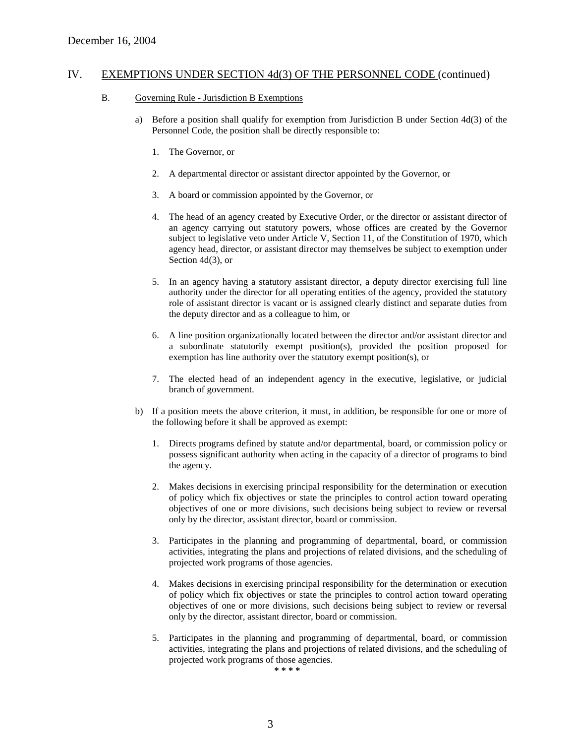December 16, 2004

## IV. EXEMPTIONS UNDER SECTION 4d(3) OF THE PERSONNEL CODE (continued)

### B. Governing Rule - Jurisdiction B Exemptions

a) Before a position shall qualify for exemption from Jurisdiction B under Section 4d(3) of the Personnel Code, the position shall be directly responsible to:

1. The Governor, or

2. A departmental director or assistant director appointed by the Governor, or

3. A board or commission appointed by the Governor, or

4. The head of an agency created by Executive Order, or the director or assistant director of an agency carrying out statutory powers, whose offices are created by the Governor subject to legislative veto under Article V, Section 11, of the Constitution of 1970, which agency head, director, or assistant director may themselves be subject to exemption under Section 4d(3), or

5. In an agency having a statutory assistant director, a deputy director exercising full line authority under the director for all operating entities of the agency, provided the statutory role of assistant director is vacant or is assigned clearly distinct and separate duties from the deputy director and as a colleague to him, or

6. A line position organizationally located between the director and/or assistant director and a subordinate statutorily exempt position(s), provided the position proposed for exemption has line authority over the statutory exempt position(s), or

7. The elected head of an independent agency in the executive, legislative, or judicial branch of government.

b) If a position meets the above criterion, it must, in addition, be responsible for one or more of the following before it shall be approved as exempt:

1. Directs programs defined by statute and/or departmental, board, or commission policy or possess significant authority when acting in the capacity of a director of programs to bind the agency.

2. Makes decisions in exercising principal responsibility for the determination or execution of policy which fix objectives or state the principles to control action toward operating objectives of one or more divisions, such decisions being subject to review or reversal only by the director, assistant director, board or commission.

3. Participates in the planning and programming of departmental, board, or commission activities, integrating the plans and projections of related divisions, and the scheduling of projected work programs of those agencies.

4. Makes decisions in exercising principal responsibility for the determination or execution of policy which fix objectives or state the principles to control action toward operating objectives of one or more divisions, such decisions being subject to review or reversal only by the director, assistant director, board or commission.

5. Participates in the planning and programming of departmental, board, or commission activities, integrating the plans and projections of related divisions, and the scheduling of projected work programs of those agencies.

\* \* \* \*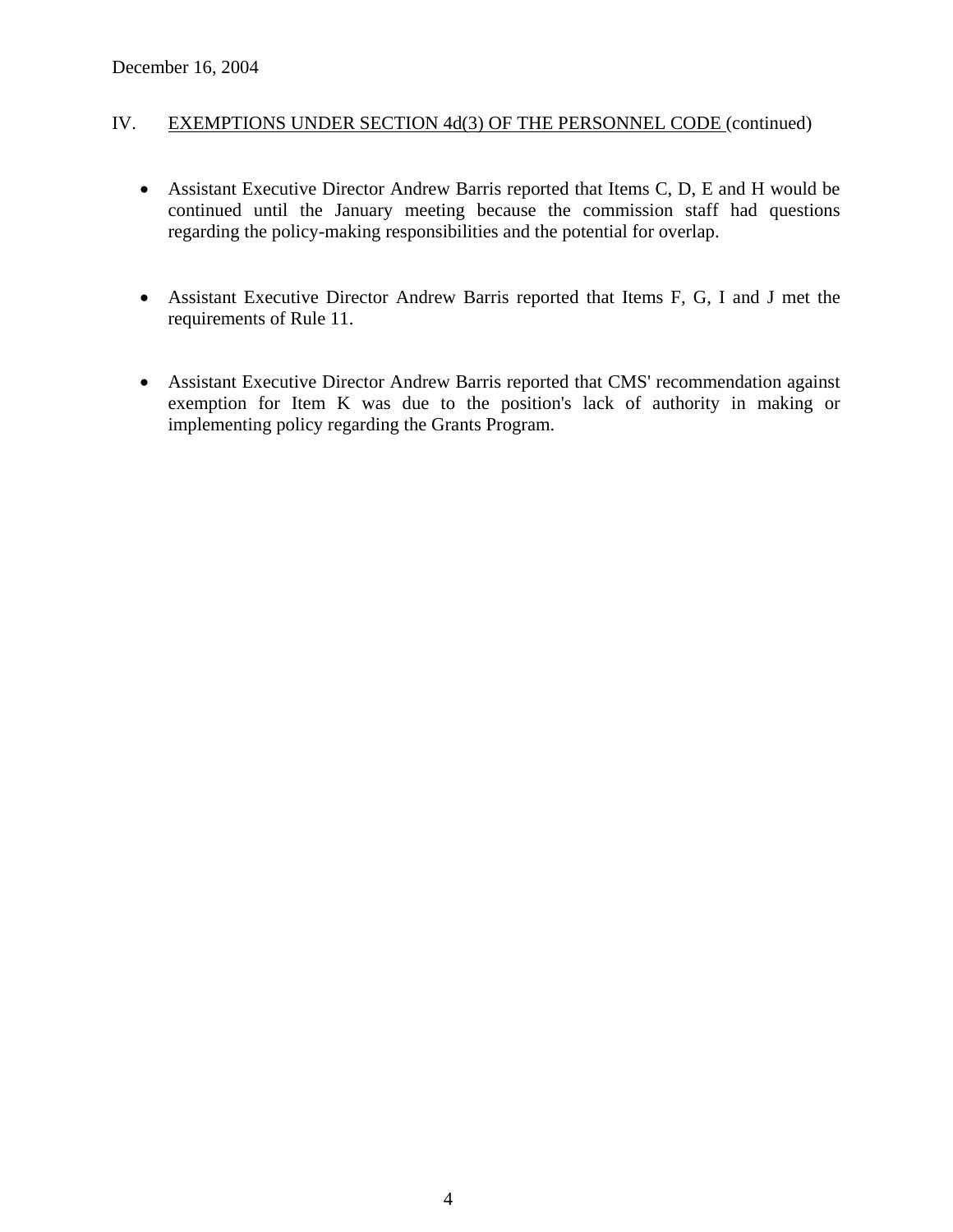December 16, 2004

IV. EXEMPTIONS UNDER SECTION 4d(3) OF THE PERSONNEL CODE (continued)

- Assistant Executive Director Andrew Barris reported that Items C, D, E and H would be continued until the January meeting because the commission staff had questions regarding the policy-making responsibilities and the potential for overlap.

- Assistant Executive Director Andrew Barris reported that Items F, G, I and J met the requirements of Rule 11.

- Assistant Executive Director Andrew Barris reported that CMS' recommendation against exemption for Item K was due to the position's lack of authority in making or implementing policy regarding the Grants Program.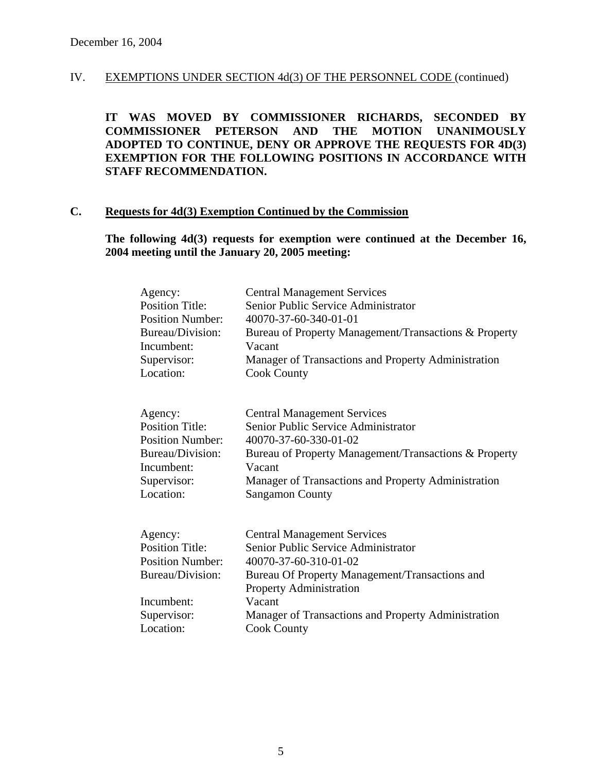December 16, 2004

IV. EXEMPTIONS UNDER SECTION 4d(3) OF THE PERSONNEL CODE (continued)

**IT WAS MOVED BY COMMISSIONER RICHARDS, SECONDED BY COMMISSIONER PETERSON AND THE MOTION UNANIMOUSLY ADOPTED TO CONTINUE, DENY OR APPROVE THE REQUESTS FOR 4D(3) EXEMPTION FOR THE FOLLOWING POSITIONS IN ACCORDANCE WITH STAFF RECOMMENDATION.**

## C. Requests for 4d(3) Exemption Continued by the Commission

**The following 4d(3) requests for exemption were continued at the December 16, 2004 meeting until the January 20, 2005 meeting:**

| | |
|---|---|
| Agency: | Central Management Services |
| Position Title: | Senior Public Service Administrator |
| Position Number: | 40070-37-60-340-01-01 |
| Bureau/Division: | Bureau of Property Management/Transactions & Property |
| Incumbent: | Vacant |
| Supervisor: | Manager of Transactions and Property Administration |
| Location: | Cook County |

| | |
|---|---|
| Agency: | Central Management Services |
| Position Title: | Senior Public Service Administrator |
| Position Number: | 40070-37-60-330-01-02 |
| Bureau/Division: | Bureau of Property Management/Transactions & Property |
| Incumbent: | Vacant |
| Supervisor: | Manager of Transactions and Property Administration |
| Location: | Sangamon County |

| | |
|---|---|
| Agency: | Central Management Services |
| Position Title: | Senior Public Service Administrator |
| Position Number: | 40070-37-60-310-01-02 |
| Bureau/Division: | Bureau Of Property Management/Transactions and Property Administration |
| Incumbent: | Vacant |
| Supervisor: | Manager of Transactions and Property Administration |
| Location: | Cook County |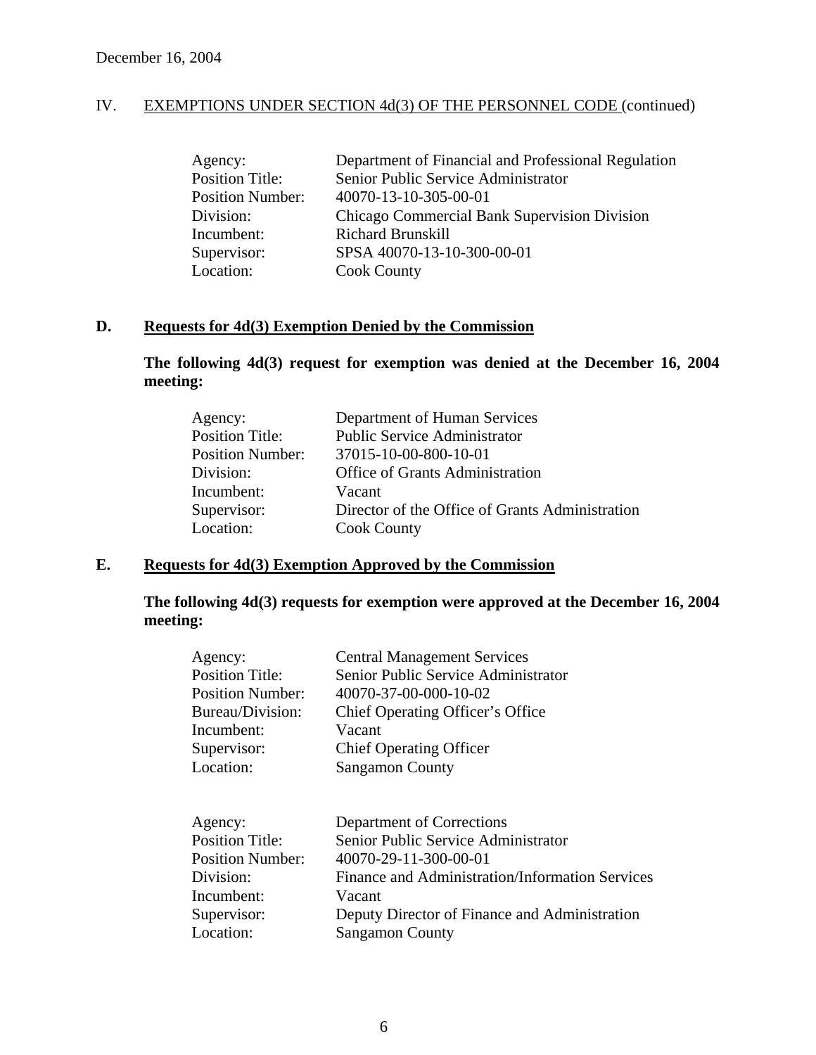December 16, 2004

## IV. EXEMPTIONS UNDER SECTION 4d(3) OF THE PERSONNEL CODE (continued)

| | |
|---|---|
| Agency: | Department of Financial and Professional Regulation |
| Position Title: | Senior Public Service Administrator |
| Position Number: | 40070-13-10-305-00-01 |
| Division: | Chicago Commercial Bank Supervision Division |
| Incumbent: | Richard Brunskill |
| Supervisor: | SPSA 40070-13-10-300-00-01 |
| Location: | Cook County |

### D. Requests for 4d(3) Exemption Denied by the Commission

**The following 4d(3) request for exemption was denied at the December 16, 2004 meeting:**

| | |
|---|---|
| Agency: | Department of Human Services |
| Position Title: | Public Service Administrator |
| Position Number: | 37015-10-00-800-10-01 |
| Division: | Office of Grants Administration |
| Incumbent: | Vacant |
| Supervisor: | Director of the Office of Grants Administration |
| Location: | Cook County |

### E. Requests for 4d(3) Exemption Approved by the Commission

**The following 4d(3) requests for exemption were approved at the December 16, 2004 meeting:**

| | |
|---|---|
| Agency: | Central Management Services |
| Position Title: | Senior Public Service Administrator |
| Position Number: | 40070-37-00-000-10-02 |
| Bureau/Division: | Chief Operating Officer's Office |
| Incumbent: | Vacant |
| Supervisor: | Chief Operating Officer |
| Location: | Sangamon County |

| | |
|---|---|
| Agency: | Department of Corrections |
| Position Title: | Senior Public Service Administrator |
| Position Number: | 40070-29-11-300-00-01 |
| Division: | Finance and Administration/Information Services |
| Incumbent: | Vacant |
| Supervisor: | Deputy Director of Finance and Administration |
| Location: | Sangamon County |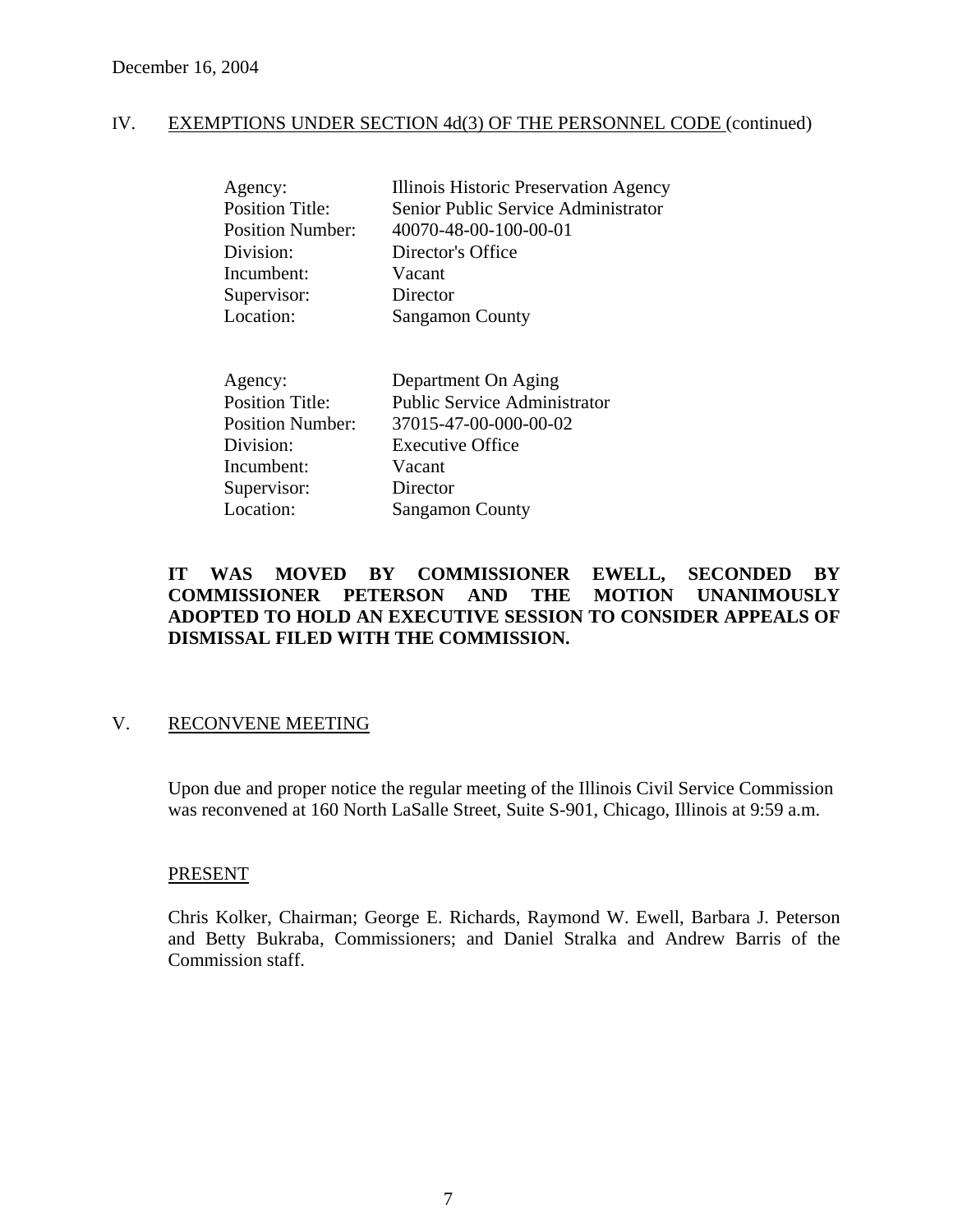December 16, 2004

IV. EXEMPTIONS UNDER SECTION 4d(3) OF THE PERSONNEL CODE (continued)

Agency: Illinois Historic Preservation Agency
Position Title: Senior Public Service Administrator
Position Number: 40070-48-00-100-00-01
Division: Director's Office
Incumbent: Vacant
Supervisor: Director
Location: Sangamon County

Agency: Department On Aging
Position Title: Public Service Administrator
Position Number: 37015-47-00-000-00-02
Division: Executive Office
Incumbent: Vacant
Supervisor: Director
Location: Sangamon County

**IT WAS MOVED BY COMMISSIONER EWELL, SECONDED BY COMMISSIONER PETERSON AND THE MOTION UNANIMOUSLY ADOPTED TO HOLD AN EXECUTIVE SESSION TO CONSIDER APPEALS OF DISMISSAL FILED WITH THE COMMISSION.**

## V. RECONVENE MEETING

Upon due and proper notice the regular meeting of the Illinois Civil Service Commission was reconvened at 160 North LaSalle Street, Suite S-901, Chicago, Illinois at 9:59 a.m.

### PRESENT

Chris Kolker, Chairman; George E. Richards, Raymond W. Ewell, Barbara J. Peterson and Betty Bukraba, Commissioners; and Daniel Stralka and Andrew Barris of the Commission staff.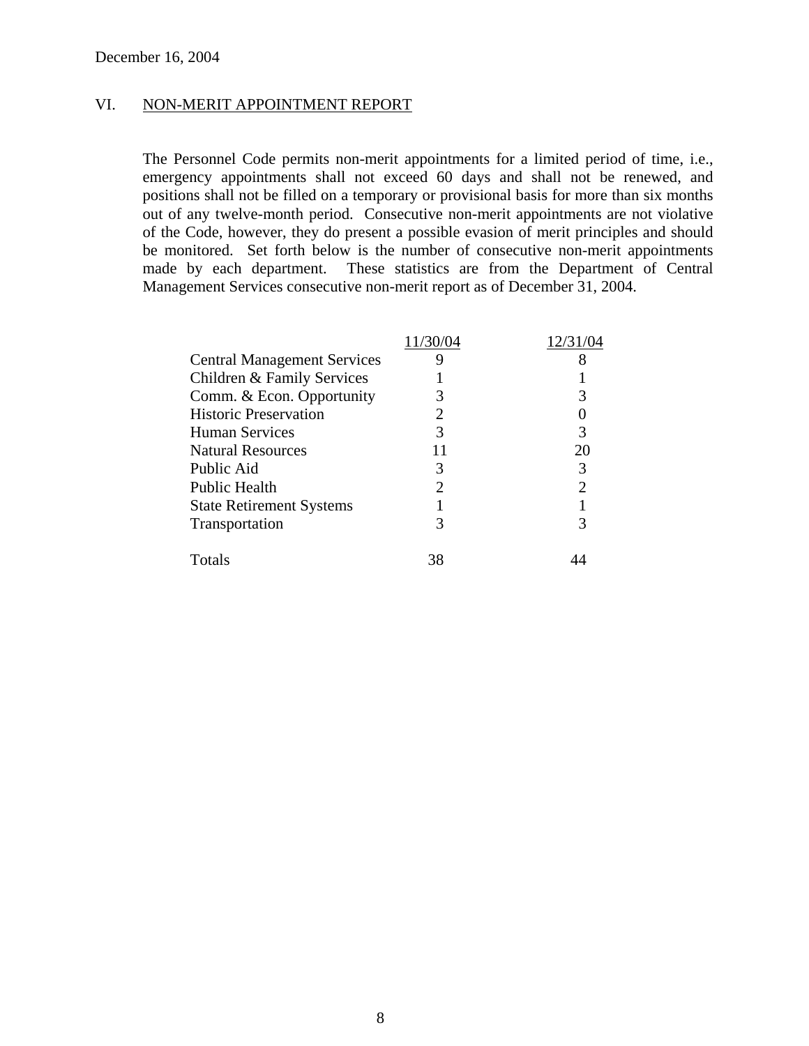December 16, 2004

## VI. NON-MERIT APPOINTMENT REPORT

The Personnel Code permits non-merit appointments for a limited period of time, i.e., emergency appointments shall not exceed 60 days and shall not be renewed, and positions shall not be filled on a temporary or provisional basis for more than six months out of any twelve-month period. Consecutive non-merit appointments are not violative of the Code, however, they do present a possible evasion of merit principles and should be monitored. Set forth below is the number of consecutive non-merit appointments made by each department. These statistics are from the Department of Central Management Services consecutive non-merit report as of December 31, 2004.

| | 11/30/04 | 12/31/04 |
|---|---|---|
| Central Management Services | 9 | 8 |
| Children & Family Services | 1 | 1 |
| Comm. & Econ. Opportunity | 3 | 3 |
| Historic Preservation | 2 | 0 |
| Human Services | 3 | 3 |
| Natural Resources | 11 | 20 |
| Public Aid | 3 | 3 |
| Public Health | 2 | 2 |
| State Retirement Systems | 1 | 1 |
| Transportation | 3 | 3 |
| Totals | 38 | 44 |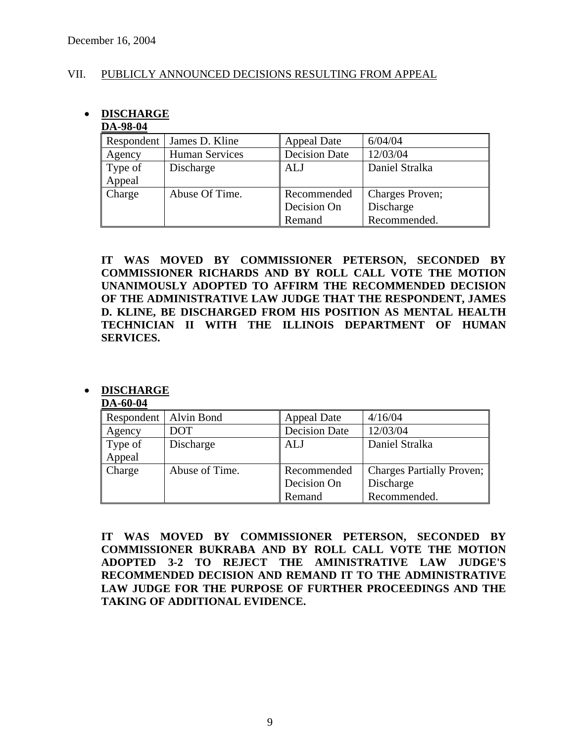December 16, 2004

## VII. PUBLICLY ANNOUNCED DECISIONS RESULTING FROM APPEAL

- **DISCHARGE**

**DA-98-04**

| Respondent | James D. Kline | Appeal Date | 6/04/04 |
|---|---|---|---|
| Agency | Human Services | Decision Date | 12/03/04 |
| Type of Appeal | Discharge | ALJ | Daniel Stralka |
| Charge | Abuse Of Time. | Recommended Decision On Remand | Charges Proven; Discharge Recommended. |

**IT WAS MOVED BY COMMISSIONER PETERSON, SECONDED BY COMMISSIONER RICHARDS AND BY ROLL CALL VOTE THE MOTION UNANIMOUSLY ADOPTED TO AFFIRM THE RECOMMENDED DECISION OF THE ADMINISTRATIVE LAW JUDGE THAT THE RESPONDENT, JAMES D. KLINE, BE DISCHARGED FROM HIS POSITION AS MENTAL HEALTH TECHNICIAN II WITH THE ILLINOIS DEPARTMENT OF HUMAN SERVICES.**

- **DISCHARGE**

**DA-60-04**

| Respondent | Alvin Bond | Appeal Date | 4/16/04 |
|---|---|---|---|
| Agency | DOT | Decision Date | 12/03/04 |
| Type of Appeal | Discharge | ALJ | Daniel Stralka |
| Charge | Abuse of Time. | Recommended Decision On Remand | Charges Partially Proven; Discharge Recommended. |

**IT WAS MOVED BY COMMISSIONER PETERSON, SECONDED BY COMMISSIONER BUKRABA AND BY ROLL CALL VOTE THE MOTION ADOPTED 3-2 TO REJECT THE AMINISTRATIVE LAW JUDGE'S RECOMMENDED DECISION AND REMAND IT TO THE ADMINISTRATIVE LAW JUDGE FOR THE PURPOSE OF FURTHER PROCEEDINGS AND THE TAKING OF ADDITIONAL EVIDENCE.**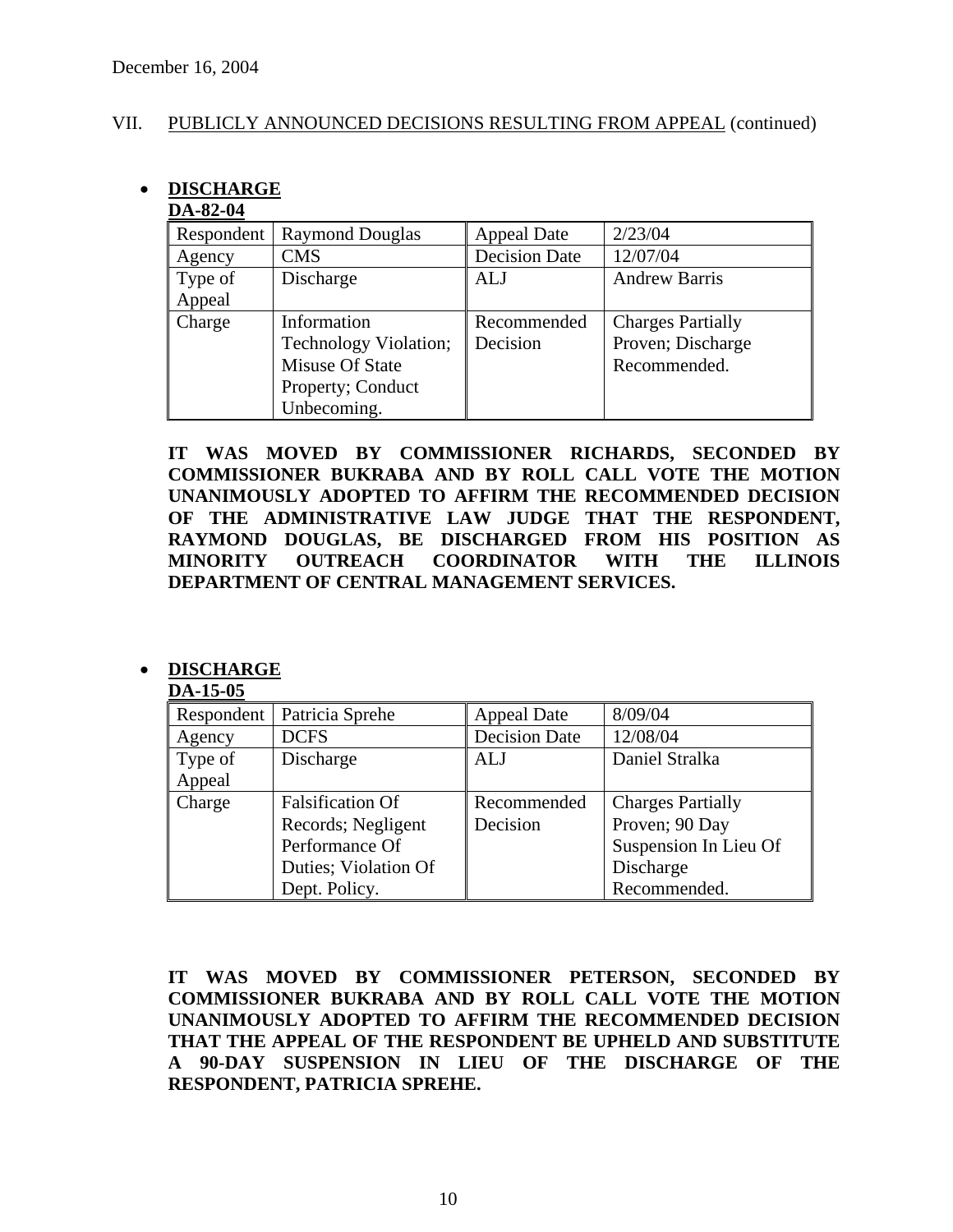December 16, 2004

VII. PUBLICLY ANNOUNCED DECISIONS RESULTING FROM APPEAL (continued)

- **DISCHARGE**

**DA-82-04**

| Respondent | Raymond Douglas | Appeal Date | 2/23/04 |
|---|---|---|---|
| Agency | CMS | Decision Date | 12/07/04 |
| Type of Appeal | Discharge | ALJ | Andrew Barris |
| Charge | Information Technology Violation; Misuse Of State Property; Conduct Unbecoming. | Recommended Decision | Charges Partially Proven; Discharge Recommended. |

**IT WAS MOVED BY COMMISSIONER RICHARDS, SECONDED BY COMMISSIONER BUKRABA AND BY ROLL CALL VOTE THE MOTION UNANIMOUSLY ADOPTED TO AFFIRM THE RECOMMENDED DECISION OF THE ADMINISTRATIVE LAW JUDGE THAT THE RESPONDENT, RAYMOND DOUGLAS, BE DISCHARGED FROM HIS POSITION AS MINORITY OUTREACH COORDINATOR WITH THE ILLINOIS DEPARTMENT OF CENTRAL MANAGEMENT SERVICES.**

- **DISCHARGE**

**DA-15-05**

| Respondent | Patricia Sprehe | Appeal Date | 8/09/04 |
|---|---|---|---|
| Agency | DCFS | Decision Date | 12/08/04 |
| Type of Appeal | Discharge | ALJ | Daniel Stralka |
| Charge | Falsification Of Records; Negligent Performance Of Duties; Violation Of Dept. Policy. | Recommended Decision | Charges Partially Proven; 90 Day Suspension In Lieu Of Discharge Recommended. |

**IT WAS MOVED BY COMMISSIONER PETERSON, SECONDED BY COMMISSIONER BUKRABA AND BY ROLL CALL VOTE THE MOTION UNANIMOUSLY ADOPTED TO AFFIRM THE RECOMMENDED DECISION THAT THE APPEAL OF THE RESPONDENT BE UPHELD AND SUBSTITUTE A 90-DAY SUSPENSION IN LIEU OF THE DISCHARGE OF THE RESPONDENT, PATRICIA SPREHE.**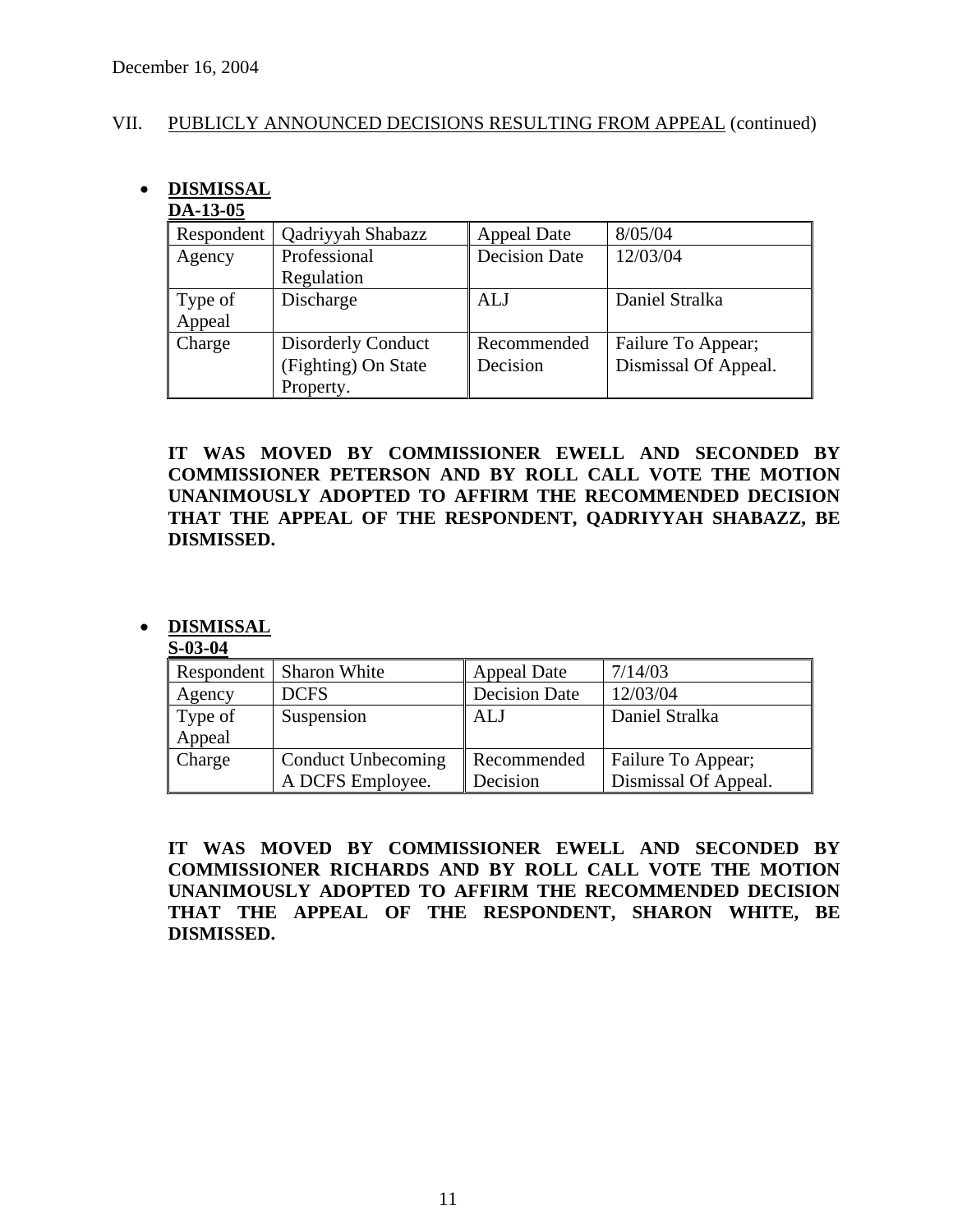December 16, 2004

VII. PUBLICLY ANNOUNCED DECISIONS RESULTING FROM APPEAL (continued)

- **DISMISSAL**
  **DA-13-05**

| Respondent | Qadriyyah Shabazz | Appeal Date | 8/05/04 |
|---|---|---|---|
| Agency | Professional Regulation | Decision Date | 12/03/04 |
| Type of Appeal | Discharge | ALJ | Daniel Stralka |
| Charge | Disorderly Conduct (Fighting) On State Property. | Recommended Decision | Failure To Appear; Dismissal Of Appeal. |

**IT WAS MOVED BY COMMISSIONER EWELL AND SECONDED BY COMMISSIONER PETERSON AND BY ROLL CALL VOTE THE MOTION UNANIMOUSLY ADOPTED TO AFFIRM THE RECOMMENDED DECISION THAT THE APPEAL OF THE RESPONDENT, QADRIYYAH SHABAZZ, BE DISMISSED.**

- **DISMISSAL**
  **S-03-04**

| Respondent | Sharon White | Appeal Date | 7/14/03 |
|---|---|---|---|
| Agency | DCFS | Decision Date | 12/03/04 |
| Type of Appeal | Suspension | ALJ | Daniel Stralka |
| Charge | Conduct Unbecoming A DCFS Employee. | Recommended Decision | Failure To Appear; Dismissal Of Appeal. |

**IT WAS MOVED BY COMMISSIONER EWELL AND SECONDED BY COMMISSIONER RICHARDS AND BY ROLL CALL VOTE THE MOTION UNANIMOUSLY ADOPTED TO AFFIRM THE RECOMMENDED DECISION THAT THE APPEAL OF THE RESPONDENT, SHARON WHITE, BE DISMISSED.**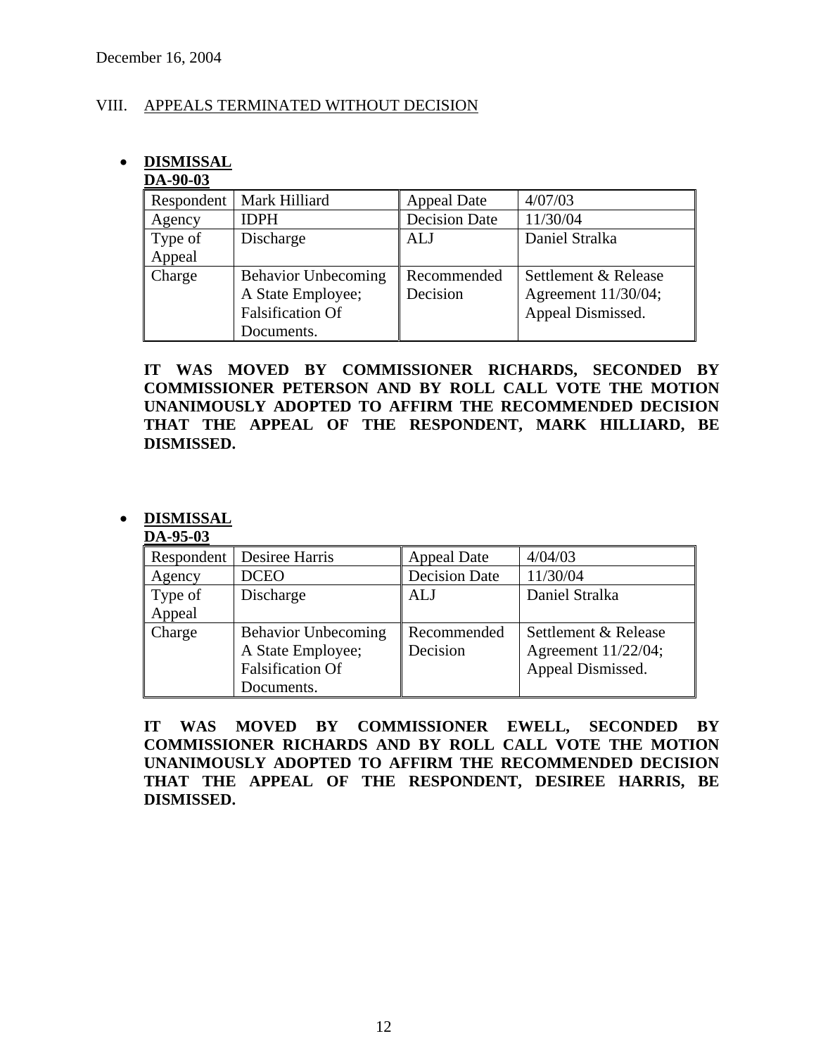December 16, 2004

## VIII. APPEALS TERMINATED WITHOUT DECISION

- **DISMISSAL**
  **DA-90-03**

| Respondent | Mark Hilliard | Appeal Date | 4/07/03 |
|---|---|---|---|
| Agency | IDPH | Decision Date | 11/30/04 |
| Type of Appeal | Discharge | ALJ | Daniel Stralka |
| Charge | Behavior Unbecoming A State Employee; Falsification Of Documents. | Recommended Decision | Settlement & Release Agreement 11/30/04; Appeal Dismissed. |

**IT WAS MOVED BY COMMISSIONER RICHARDS, SECONDED BY COMMISSIONER PETERSON AND BY ROLL CALL VOTE THE MOTION UNANIMOUSLY ADOPTED TO AFFIRM THE RECOMMENDED DECISION THAT THE APPEAL OF THE RESPONDENT, MARK HILLIARD, BE DISMISSED.**

- **DISMISSAL**
  **DA-95-03**

| Respondent | Desiree Harris | Appeal Date | 4/04/03 |
|---|---|---|---|
| Agency | DCEO | Decision Date | 11/30/04 |
| Type of Appeal | Discharge | ALJ | Daniel Stralka |
| Charge | Behavior Unbecoming A State Employee; Falsification Of Documents. | Recommended Decision | Settlement & Release Agreement 11/22/04; Appeal Dismissed. |

**IT WAS MOVED BY COMMISSIONER EWELL, SECONDED BY COMMISSIONER RICHARDS AND BY ROLL CALL VOTE THE MOTION UNANIMOUSLY ADOPTED TO AFFIRM THE RECOMMENDED DECISION THAT THE APPEAL OF THE RESPONDENT, DESIREE HARRIS, BE DISMISSED.**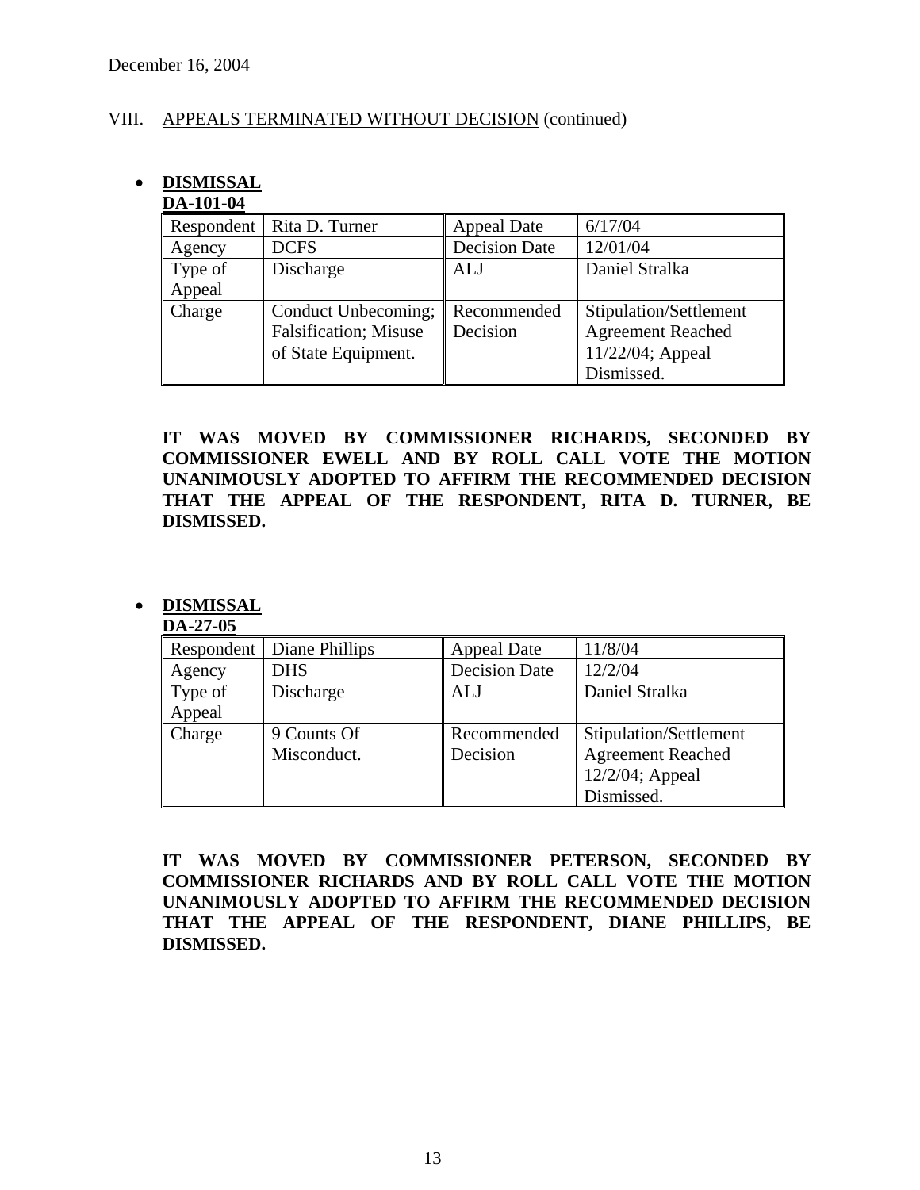December 16, 2004

VIII. APPEALS TERMINATED WITHOUT DECISION (continued)

- **DISMISSAL**
  **DA-101-04**

| Respondent | Rita D. Turner | Appeal Date | 6/17/04 |
|---|---|---|---|
| Agency | DCFS | Decision Date | 12/01/04 |
| Type of Appeal | Discharge | ALJ | Daniel Stralka |
| Charge | Conduct Unbecoming; Falsification; Misuse of State Equipment. | Recommended Decision | Stipulation/Settlement Agreement Reached 11/22/04; Appeal Dismissed. |

**IT WAS MOVED BY COMMISSIONER RICHARDS, SECONDED BY COMMISSIONER EWELL AND BY ROLL CALL VOTE THE MOTION UNANIMOUSLY ADOPTED TO AFFIRM THE RECOMMENDED DECISION THAT THE APPEAL OF THE RESPONDENT, RITA D. TURNER, BE DISMISSED.**

- **DISMISSAL**
  **DA-27-05**

| Respondent | Diane Phillips | Appeal Date | 11/8/04 |
|---|---|---|---|
| Agency | DHS | Decision Date | 12/2/04 |
| Type of Appeal | Discharge | ALJ | Daniel Stralka |
| Charge | 9 Counts Of Misconduct. | Recommended Decision | Stipulation/Settlement Agreement Reached 12/2/04; Appeal Dismissed. |

**IT WAS MOVED BY COMMISSIONER PETERSON, SECONDED BY COMMISSIONER RICHARDS AND BY ROLL CALL VOTE THE MOTION UNANIMOUSLY ADOPTED TO AFFIRM THE RECOMMENDED DECISION THAT THE APPEAL OF THE RESPONDENT, DIANE PHILLIPS, BE DISMISSED.**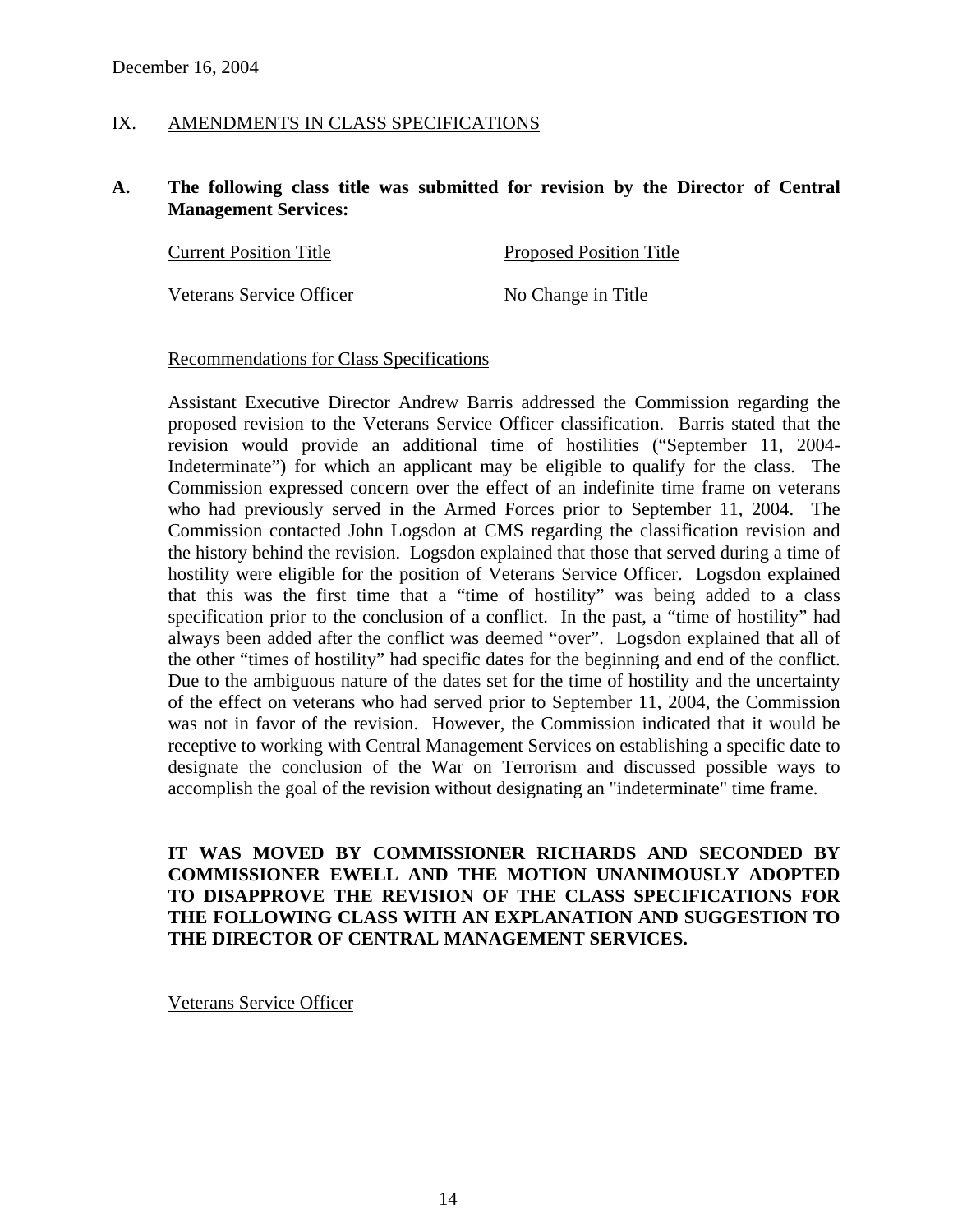December 16, 2004

## IX. AMENDMENTS IN CLASS SPECIFICATIONS

**A. The following class title was submitted for revision by the Director of Central Management Services:**

| Current Position Title | Proposed Position Title |
|---|---|
| Veterans Service Officer | No Change in Title |

Recommendations for Class Specifications

Assistant Executive Director Andrew Barris addressed the Commission regarding the proposed revision to the Veterans Service Officer classification. Barris stated that the revision would provide an additional time of hostilities ("September 11, 2004-Indeterminate") for which an applicant may be eligible to qualify for the class. The Commission expressed concern over the effect of an indefinite time frame on veterans who had previously served in the Armed Forces prior to September 11, 2004. The Commission contacted John Logsdon at CMS regarding the classification revision and the history behind the revision. Logsdon explained that those that served during a time of hostility were eligible for the position of Veterans Service Officer. Logsdon explained that this was the first time that a "time of hostility" was being added to a class specification prior to the conclusion of a conflict. In the past, a "time of hostility" had always been added after the conflict was deemed "over". Logsdon explained that all of the other "times of hostility" had specific dates for the beginning and end of the conflict. Due to the ambiguous nature of the dates set for the time of hostility and the uncertainty of the effect on veterans who had served prior to September 11, 2004, the Commission was not in favor of the revision. However, the Commission indicated that it would be receptive to working with Central Management Services on establishing a specific date to designate the conclusion of the War on Terrorism and discussed possible ways to accomplish the goal of the revision without designating an "indeterminate" time frame.

**IT WAS MOVED BY COMMISSIONER RICHARDS AND SECONDED BY COMMISSIONER EWELL AND THE MOTION UNANIMOUSLY ADOPTED TO DISAPPROVE THE REVISION OF THE CLASS SPECIFICATIONS FOR THE FOLLOWING CLASS WITH AN EXPLANATION AND SUGGESTION TO THE DIRECTOR OF CENTRAL MANAGEMENT SERVICES.**

Veterans Service Officer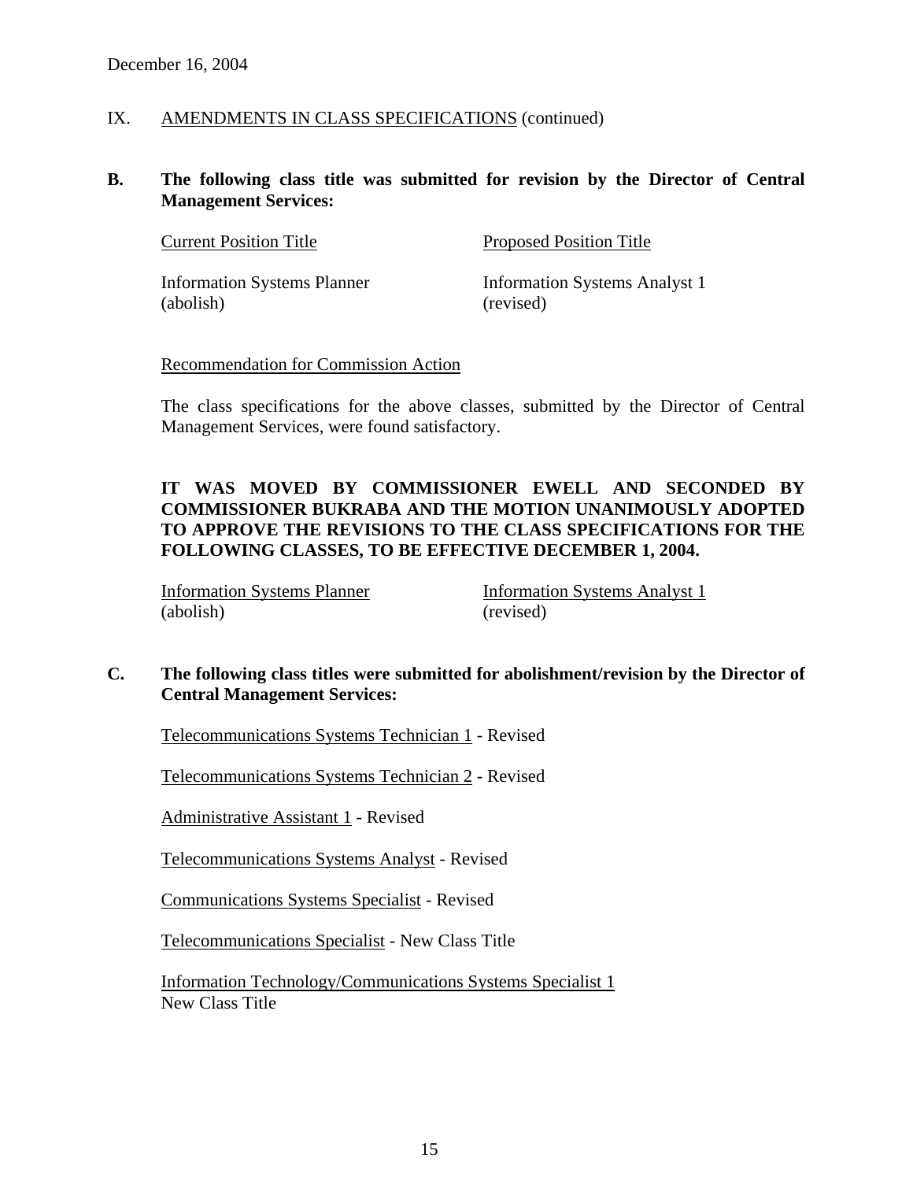December 16, 2004

IX. AMENDMENTS IN CLASS SPECIFICATIONS (continued)

**B. The following class title was submitted for revision by the Director of Central Management Services:**

| Current Position Title | Proposed Position Title |
|---|---|
| Information Systems Planner (abolish) | Information Systems Analyst 1 (revised) |

Recommendation for Commission Action

The class specifications for the above classes, submitted by the Director of Central Management Services, were found satisfactory.

**IT WAS MOVED BY COMMISSIONER EWELL AND SECONDED BY COMMISSIONER BUKRABA AND THE MOTION UNANIMOUSLY ADOPTED TO APPROVE THE REVISIONS TO THE CLASS SPECIFICATIONS FOR THE FOLLOWING CLASSES, TO BE EFFECTIVE DECEMBER 1, 2004.**

| Information Systems Planner (abolish) | Information Systems Analyst 1 (revised) |
|---|---|

**C. The following class titles were submitted for abolishment/revision by the Director of Central Management Services:**

Telecommunications Systems Technician 1 - Revised

Telecommunications Systems Technician 2 - Revised

Administrative Assistant 1 - Revised

Telecommunications Systems Analyst - Revised

Communications Systems Specialist - Revised

Telecommunications Specialist - New Class Title

Information Technology/Communications Systems Specialist 1
New Class Title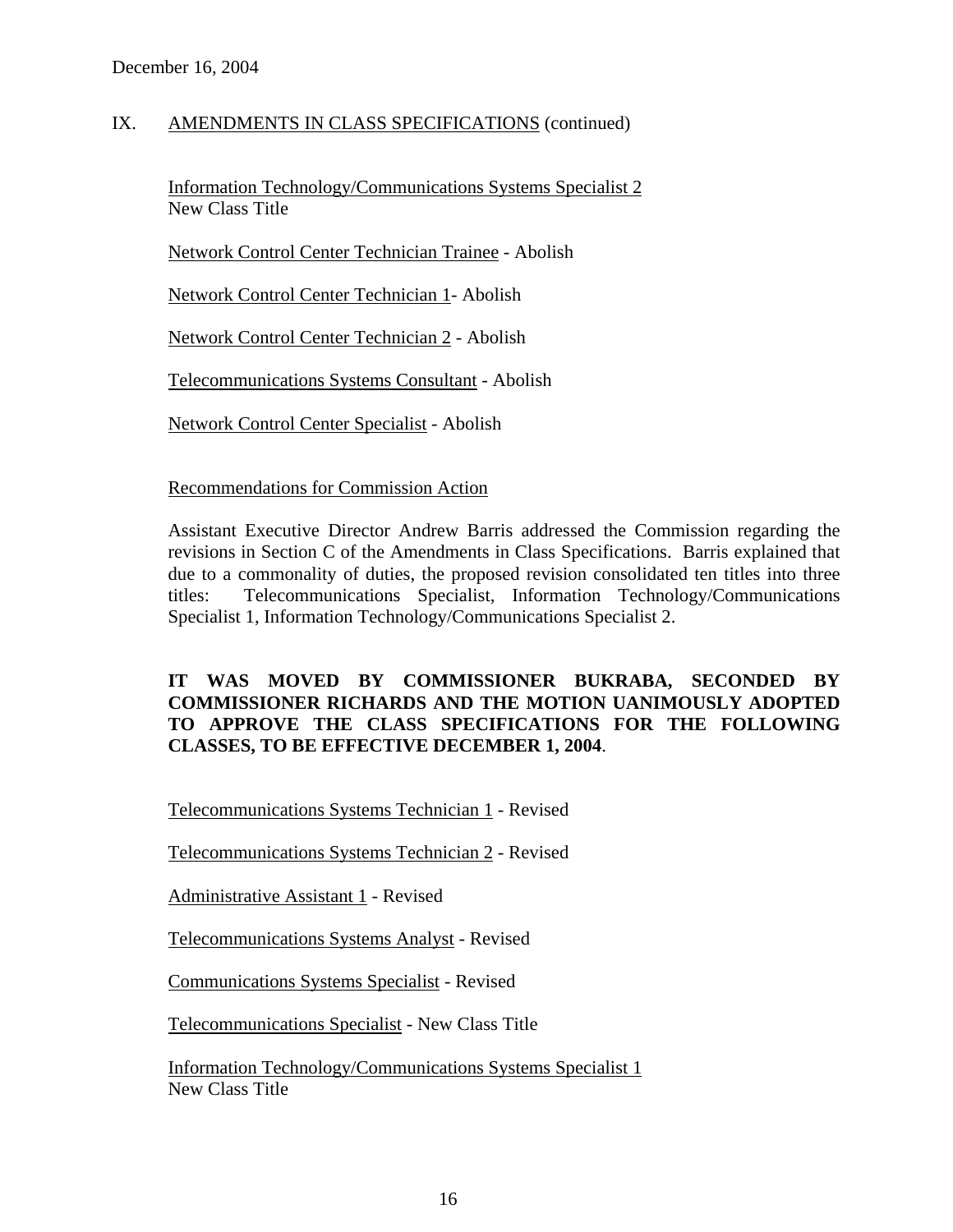December 16, 2004

IX. AMENDMENTS IN CLASS SPECIFICATIONS (continued)

Information Technology/Communications Systems Specialist 2
New Class Title

Network Control Center Technician Trainee - Abolish

Network Control Center Technician 1- Abolish

Network Control Center Technician 2 - Abolish

Telecommunications Systems Consultant - Abolish

Network Control Center Specialist - Abolish

Recommendations for Commission Action

Assistant Executive Director Andrew Barris addressed the Commission regarding the revisions in Section C of the Amendments in Class Specifications. Barris explained that due to a commonality of duties, the proposed revision consolidated ten titles into three titles: Telecommunications Specialist, Information Technology/Communications Specialist 1, Information Technology/Communications Specialist 2.

**IT WAS MOVED BY COMMISSIONER BUKRABA, SECONDED BY COMMISSIONER RICHARDS AND THE MOTION UANIMOUSLY ADOPTED TO APPROVE THE CLASS SPECIFICATIONS FOR THE FOLLOWING CLASSES, TO BE EFFECTIVE DECEMBER 1, 2004**.

Telecommunications Systems Technician 1 - Revised

Telecommunications Systems Technician 2 - Revised

Administrative Assistant 1 - Revised

Telecommunications Systems Analyst - Revised

Communications Systems Specialist - Revised

Telecommunications Specialist - New Class Title

Information Technology/Communications Systems Specialist 1
New Class Title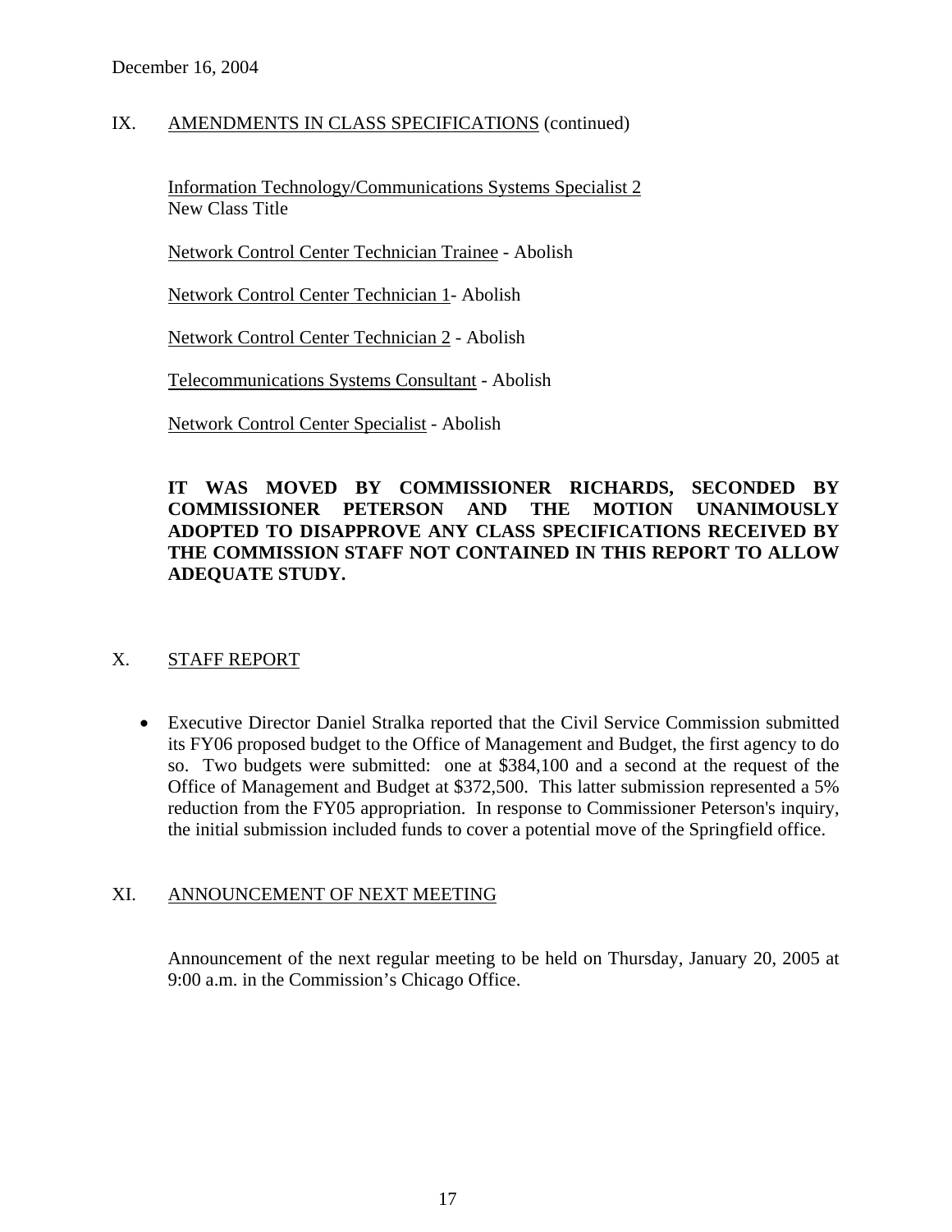## IX. AMENDMENTS IN CLASS SPECIFICATIONS (continued)

Information Technology/Communications Systems Specialist 2
New Class Title

Network Control Center Technician Trainee - Abolish

Network Control Center Technician 1- Abolish

Network Control Center Technician 2 - Abolish

Telecommunications Systems Consultant - Abolish

Network Control Center Specialist - Abolish

**IT WAS MOVED BY COMMISSIONER RICHARDS, SECONDED BY COMMISSIONER PETERSON AND THE MOTION UNANIMOUSLY ADOPTED TO DISAPPROVE ANY CLASS SPECIFICATIONS RECEIVED BY THE COMMISSION STAFF NOT CONTAINED IN THIS REPORT TO ALLOW ADEQUATE STUDY.**

## X. STAFF REPORT

- Executive Director Daniel Stralka reported that the Civil Service Commission submitted its FY06 proposed budget to the Office of Management and Budget, the first agency to do so. Two budgets were submitted: one at $384,100 and a second at the request of the Office of Management and Budget at $372,500. This latter submission represented a 5% reduction from the FY05 appropriation. In response to Commissioner Peterson's inquiry, the initial submission included funds to cover a potential move of the Springfield office.

## XI. ANNOUNCEMENT OF NEXT MEETING

Announcement of the next regular meeting to be held on Thursday, January 20, 2005 at 9:00 a.m. in the Commission's Chicago Office.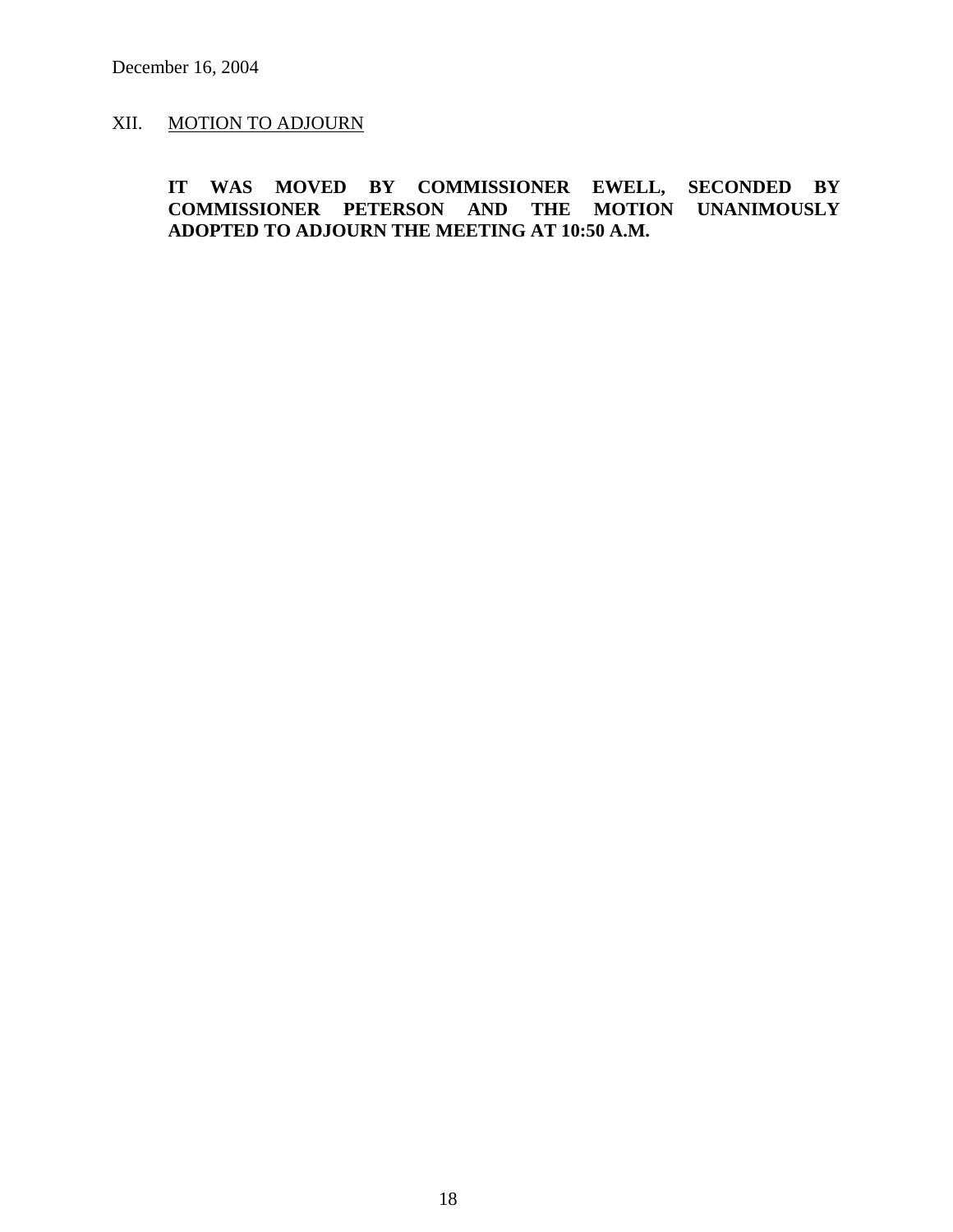December 16, 2004

## XII. MOTION TO ADJOURN

**IT WAS MOVED BY COMMISSIONER EWELL, SECONDED BY COMMISSIONER PETERSON AND THE MOTION UNANIMOUSLY ADOPTED TO ADJOURN THE MEETING AT 10:50 A.M.**